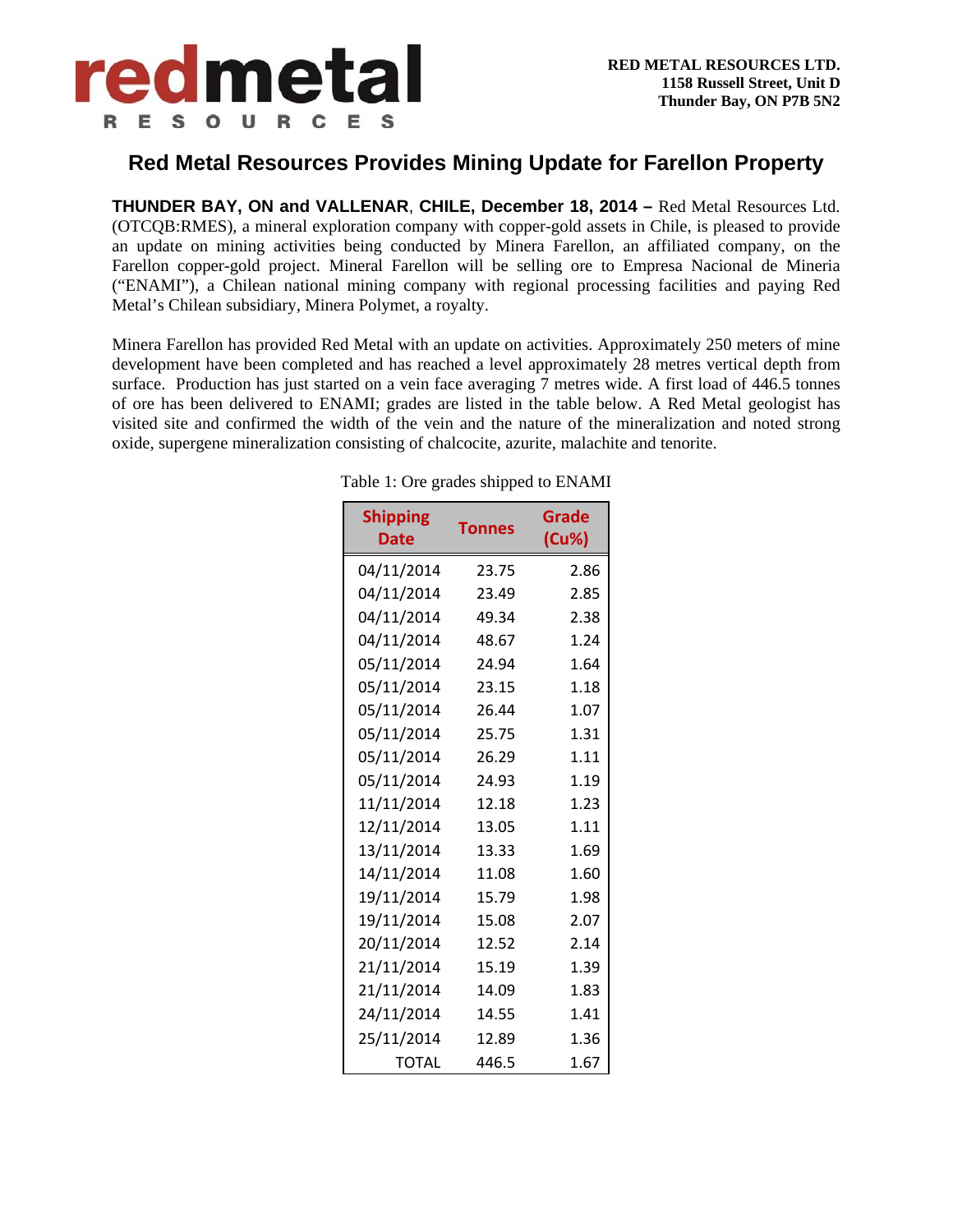**RED METAL RESOURCES LTD.**
**1158 Russell Street, Unit D**
**Thunder Bay, ON P7B 5N2**

# Red Metal Resources Provides Mining Update for Farellon Property

**THUNDER BAY, ON and VALLENAR, CHILE, December 18, 2014 –** Red Metal Resources Ltd. (OTCQB:RMES), a mineral exploration company with copper-gold assets in Chile, is pleased to provide an update on mining activities being conducted by Minera Farellon, an affiliated company, on the Farellon copper-gold project. Mineral Farellon will be selling ore to Empresa Nacional de Mineria ("ENAMI"), a Chilean national mining company with regional processing facilities and paying Red Metal's Chilean subsidiary, Minera Polymet, a royalty.

Minera Farellon has provided Red Metal with an update on activities. Approximately 250 meters of mine development have been completed and has reached a level approximately 28 metres vertical depth from surface. Production has just started on a vein face averaging 7 metres wide. A first load of 446.5 tonnes of ore has been delivered to ENAMI; grades are listed in the table below. A Red Metal geologist has visited site and confirmed the width of the vein and the nature of the mineralization and noted strong oxide, supergene mineralization consisting of chalcocite, azurite, malachite and tenorite.

Table 1: Ore grades shipped to ENAMI

| Shipping Date | Tonnes | Grade (Cu%) |
|---|---|---|
| 04/11/2014 | 23.75 | 2.86 |
| 04/11/2014 | 23.49 | 2.85 |
| 04/11/2014 | 49.34 | 2.38 |
| 04/11/2014 | 48.67 | 1.24 |
| 05/11/2014 | 24.94 | 1.64 |
| 05/11/2014 | 23.15 | 1.18 |
| 05/11/2014 | 26.44 | 1.07 |
| 05/11/2014 | 25.75 | 1.31 |
| 05/11/2014 | 26.29 | 1.11 |
| 05/11/2014 | 24.93 | 1.19 |
| 11/11/2014 | 12.18 | 1.23 |
| 12/11/2014 | 13.05 | 1.11 |
| 13/11/2014 | 13.33 | 1.69 |
| 14/11/2014 | 11.08 | 1.60 |
| 19/11/2014 | 15.79 | 1.98 |
| 19/11/2014 | 15.08 | 2.07 |
| 20/11/2014 | 12.52 | 2.14 |
| 21/11/2014 | 15.19 | 1.39 |
| 21/11/2014 | 14.09 | 1.83 |
| 24/11/2014 | 14.55 | 1.41 |
| 25/11/2014 | 12.89 | 1.36 |
| TOTAL | 446.5 | 1.67 |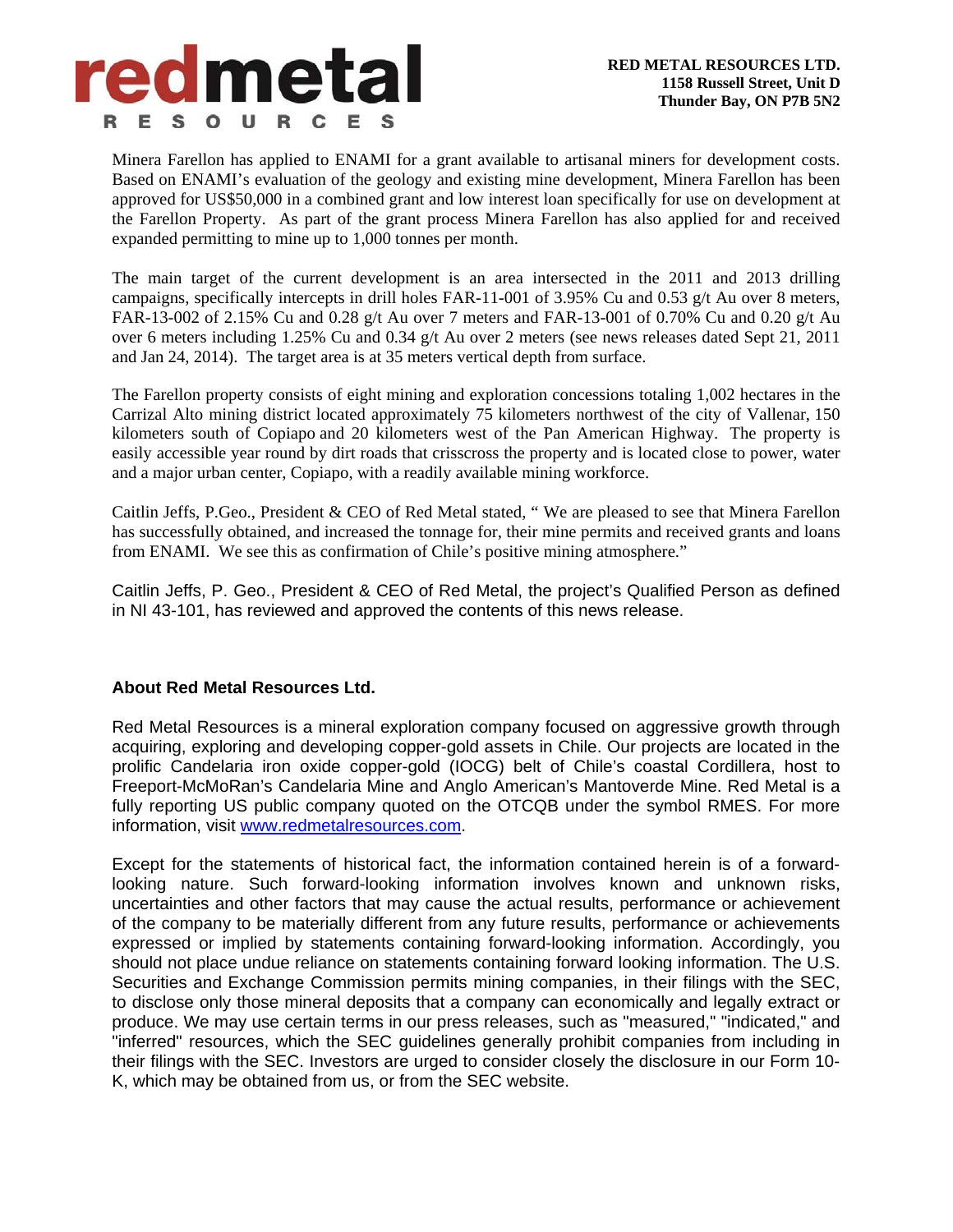Minera Farellon has applied to ENAMI for a grant available to artisanal miners for development costs. Based on ENAMI's evaluation of the geology and existing mine development, Minera Farellon has been approved for US$50,000 in a combined grant and low interest loan specifically for use on development at the Farellon Property. As part of the grant process Minera Farellon has also applied for and received expanded permitting to mine up to 1,000 tonnes per month.

The main target of the current development is an area intersected in the 2011 and 2013 drilling campaigns, specifically intercepts in drill holes FAR-11-001 of 3.95% Cu and 0.53 g/t Au over 8 meters, FAR-13-002 of 2.15% Cu and 0.28 g/t Au over 7 meters and FAR-13-001 of 0.70% Cu and 0.20 g/t Au over 6 meters including 1.25% Cu and 0.34 g/t Au over 2 meters (see news releases dated Sept 21, 2011 and Jan 24, 2014). The target area is at 35 meters vertical depth from surface.

The Farellon property consists of eight mining and exploration concessions totaling 1,002 hectares in the Carrizal Alto mining district located approximately 75 kilometers northwest of the city of Vallenar, 150 kilometers south of Copiapo and 20 kilometers west of the Pan American Highway. The property is easily accessible year round by dirt roads that crisscross the property and is located close to power, water and a major urban center, Copiapo, with a readily available mining workforce.

Caitlin Jeffs, P.Geo., President & CEO of Red Metal stated, " We are pleased to see that Minera Farellon has successfully obtained, and increased the tonnage for, their mine permits and received grants and loans from ENAMI. We see this as confirmation of Chile's positive mining atmosphere."

Caitlin Jeffs, P. Geo., President & CEO of Red Metal, the project's Qualified Person as defined in NI 43-101, has reviewed and approved the contents of this news release.

**About Red Metal Resources Ltd.**

Red Metal Resources is a mineral exploration company focused on aggressive growth through acquiring, exploring and developing copper-gold assets in Chile. Our projects are located in the prolific Candelaria iron oxide copper-gold (IOCG) belt of Chile's coastal Cordillera, host to Freeport-McMoRan's Candelaria Mine and Anglo American's Mantoverde Mine. Red Metal is a fully reporting US public company quoted on the OTCQB under the symbol RMES. For more information, visit [www.redmetalresources.com](http://www.redmetalresources.com).

Except for the statements of historical fact, the information contained herein is of a forward-looking nature. Such forward-looking information involves known and unknown risks, uncertainties and other factors that may cause the actual results, performance or achievement of the company to be materially different from any future results, performance or achievements expressed or implied by statements containing forward-looking information. Accordingly, you should not place undue reliance on statements containing forward looking information. The U.S. Securities and Exchange Commission permits mining companies, in their filings with the SEC, to disclose only those mineral deposits that a company can economically and legally extract or produce. We may use certain terms in our press releases, such as "measured," "indicated," and "inferred" resources, which the SEC guidelines generally prohibit companies from including in their filings with the SEC. Investors are urged to consider closely the disclosure in our Form 10-K, which may be obtained from us, or from the SEC website.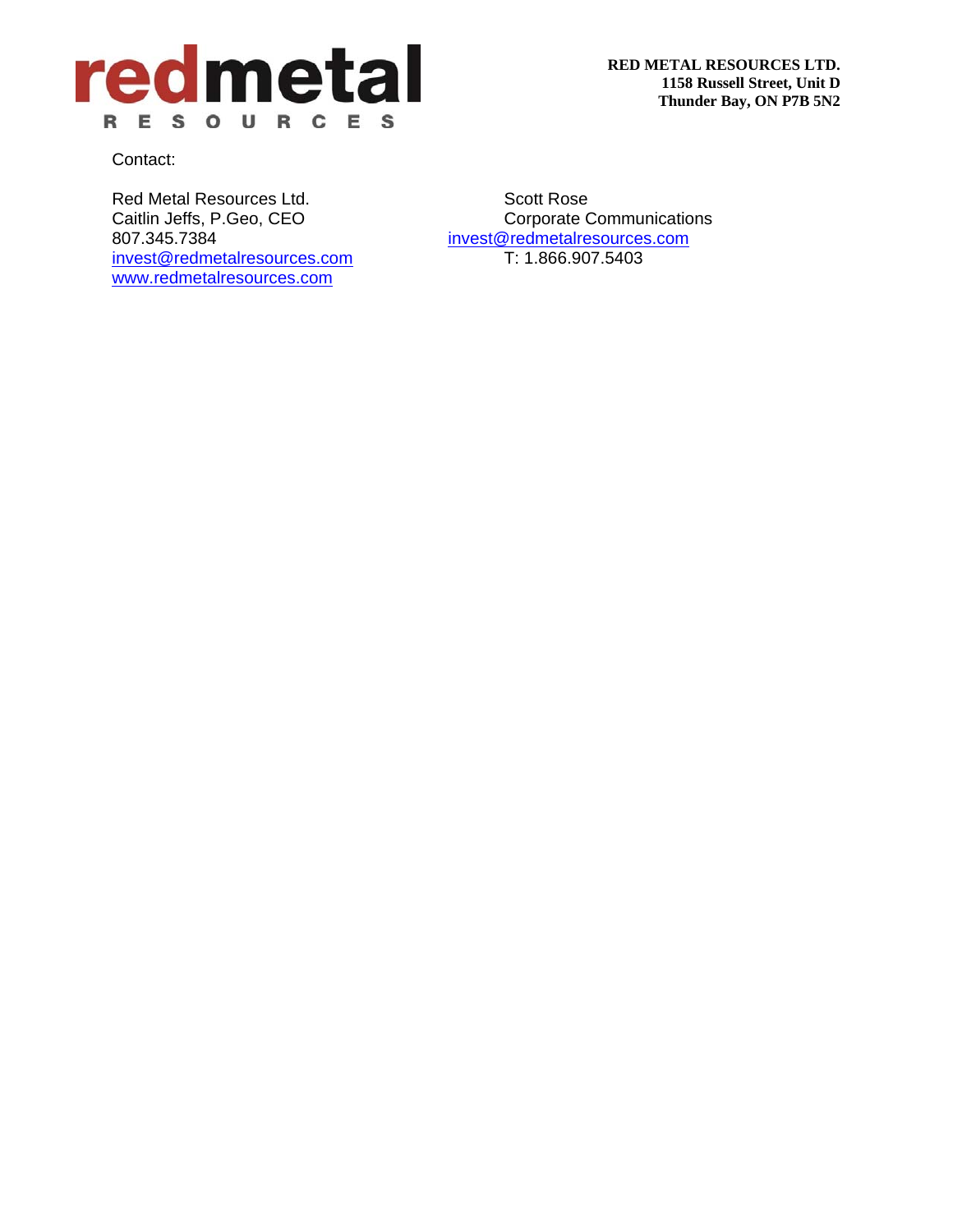**RED METAL RESOURCES LTD.**
**1158 Russell Street, Unit D**
**Thunder Bay, ON P7B 5N2**

Contact:

Red Metal Resources Ltd.
Caitlin Jeffs, P.Geo, CEO
807.345.7384
invest@redmetalresources.com
www.redmetalresources.com

Scott Rose
Corporate Communications
invest@redmetalresources.com
T: 1.866.907.5403